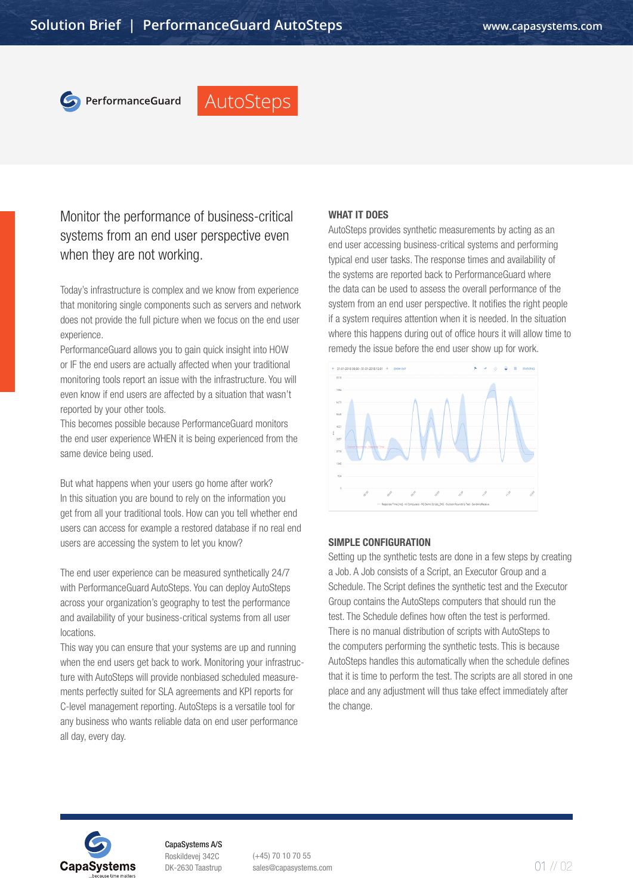PerformanceGuard AutoSteps

## Monitor the performance of business-critical systems from an end user perspective even when they are not working.

Today's infrastructure is complex and we know from experience that monitoring single components such as servers and network does not provide the full picture when we focus on the end user experience.
PerformanceGuard allows you to gain quick insight into HOW or IF the end users are actually affected when your traditional monitoring tools report an issue with the infrastructure. You will even know if end users are affected by a situation that wasn't reported by your other tools.
This becomes possible because PerformanceGuard monitors the end user experience WHEN it is being experienced from the same device being used.

But what happens when your users go home after work? In this situation you are bound to rely on the information you get from all your traditional tools. How can you tell whether end users can access for example a restored database if no real end users are accessing the system to let you know?

The end user experience can be measured synthetically 24/7 with PerformanceGuard AutoSteps. You can deploy AutoSteps across your organization's geography to test the performance and availability of your business-critical systems from all user locations.
This way you can ensure that your systems are up and running when the end users get back to work. Monitoring your infrastructure with AutoSteps will provide nonbiased scheduled measurements perfectly suited for SLA agreements and KPI reports for C-level management reporting. AutoSteps is a versatile tool for any business who wants reliable data on end user performance all day, every day.

### WHAT IT DOES

AutoSteps provides synthetic measurements by acting as an end user accessing business-critical systems and performing typical end user tasks. The response times and availability of the systems are reported back to PerformanceGuard where the data can be used to assess the overall performance of the system from an end user perspective. It notifies the right people if a system requires attention when it is needed. In the situation where this happens during out of office hours it will allow time to remedy the issue before the end user show up for work.

### SIMPLE CONFIGURATION

Setting up the synthetic tests are done in a few steps by creating a Job. A Job consists of a Script, an Executor Group and a Schedule. The Script defines the synthetic test and the Executor Group contains the AutoSteps computers that should run the test. The Schedule defines how often the test is performed.
There is no manual distribution of scripts with AutoSteps to the computers performing the synthetic tests. This is because AutoSteps handles this automatically when the schedule defines that it is time to perform the test. The scripts are all stored in one place and any adjustment will thus take effect immediately after the change.

CapaSystems A/S
Roskildevej 342C
DK-2630 Taastrup

(+45) 70 10 70 55
sales@capasystems.com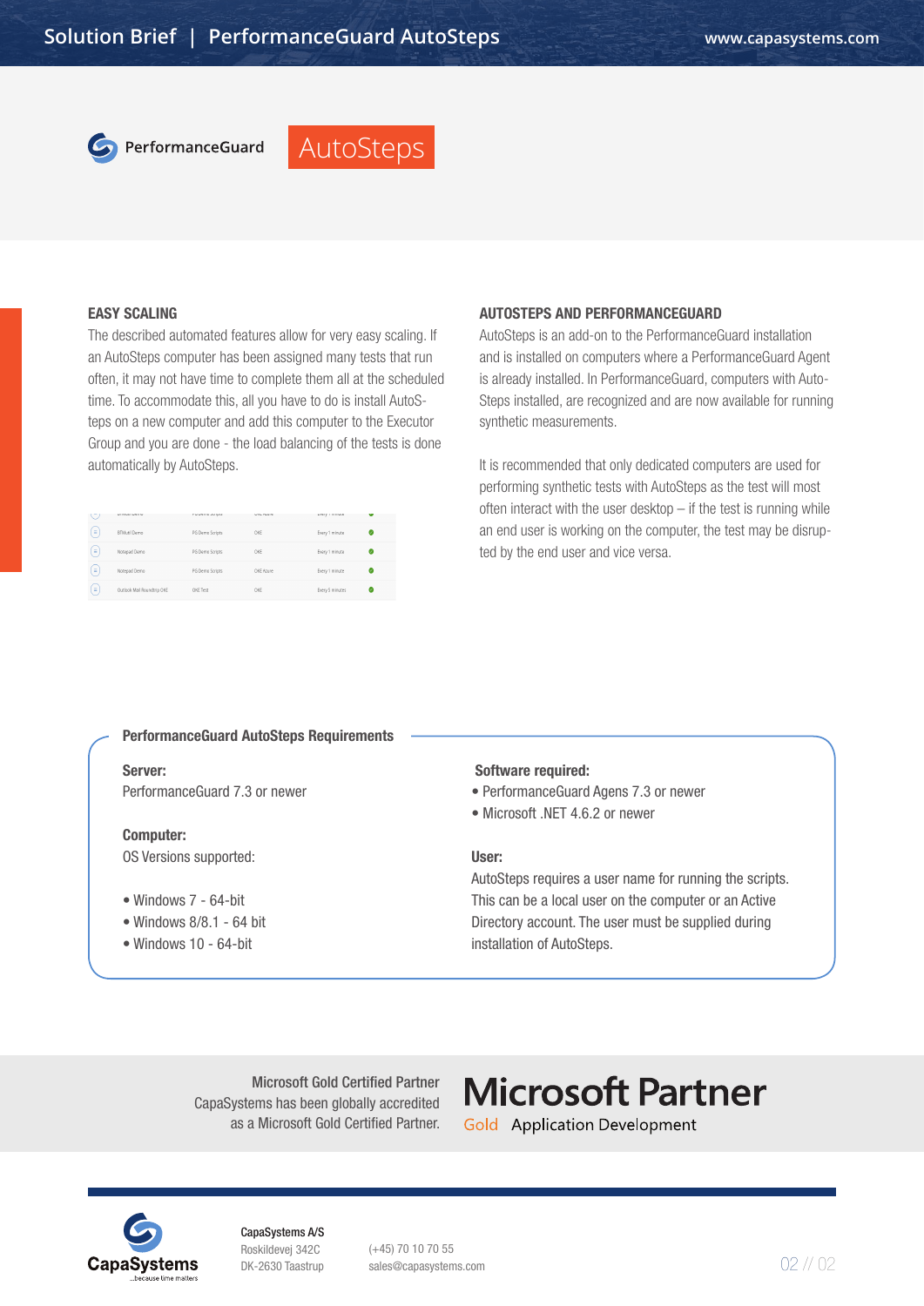### EASY SCALING

The described automated features allow for very easy scaling. If an AutoSteps computer has been assigned many tests that run often, it may not have time to complete them all at the scheduled time. To accommodate this, all you have to do is install AutoSteps on a new computer and add this computer to the Executor Group and you are done - the load balancing of the tests is done automatically by AutoSteps.

### AUTOSTEPS AND PERFORMANCEGUARD

AutoSteps is an add-on to the PerformanceGuard installation and is installed on computers where a PerformanceGuard Agent is already installed. In PerformanceGuard, computers with AutoSteps installed, are recognized and are now available for running synthetic measurements.

It is recommended that only dedicated computers are used for performing synthetic tests with AutoSteps as the test will most often interact with the user desktop – if the test is running while an end user is working on the computer, the test may be disrupted by the end user and vice versa.

### PerformanceGuard AutoSteps Requirements

**Server:**
PerformanceGuard 7.3 or newer

**Computer:**
OS Versions supported:

- Windows 7 - 64-bit
- Windows 8/8.1 - 64 bit
- Windows 10 - 64-bit

**Software required:**

- PerformanceGuard Agens 7.3 or newer
- Microsoft .NET 4.6.2 or newer

**User:**
AutoSteps requires a user name for running the scripts. This can be a local user on the computer or an Active Directory account. The user must be supplied during installation of AutoSteps.

Microsoft Gold Certified Partner
CapaSystems has been globally accredited as a Microsoft Gold Certified Partner.

Microsoft Partner
Gold Application Development

CapaSystems A/S
Roskildevej 342C
DK-2630 Taastrup

(+45) 70 10 70 55
sales@capasystems.com